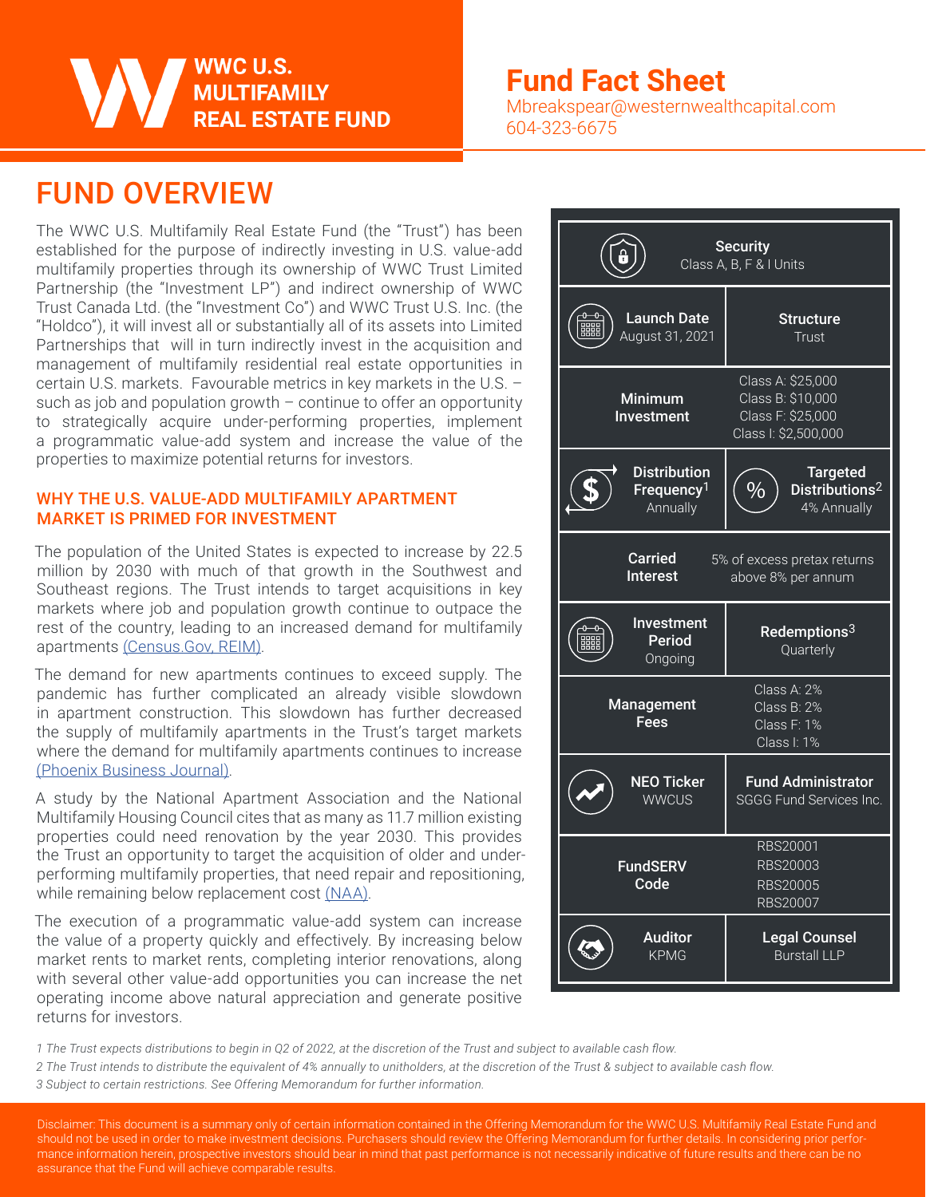# WWC U.S. MULTIFAMILY REAL ESTATE FUND

## Fund Fact Sheet

Mbreakspear@westernwealthcapital.com
604-323-6675

## FUND OVERVIEW

The WWC U.S. Multifamily Real Estate Fund (the "Trust") has been established for the purpose of indirectly investing in U.S. value-add multifamily properties through its ownership of WWC Trust Limited Partnership (the "Investment LP") and indirect ownership of WWC Trust Canada Ltd. (the "Investment Co") and WWC Trust U.S. Inc. (the "Holdco"), it will invest all or substantially all of its assets into Limited Partnerships that will in turn indirectly invest in the acquisition and management of multifamily residential real estate opportunities in certain U.S. markets. Favourable metrics in key markets in the U.S. – such as job and population growth – continue to offer an opportunity to strategically acquire under-performing properties, implement a programmatic value-add system and increase the value of the properties to maximize potential returns for investors.

### WHY THE U.S. VALUE-ADD MULTIFAMILY APARTMENT MARKET IS PRIMED FOR INVESTMENT

The population of the United States is expected to increase by 22.5 million by 2030 with much of that growth in the Southwest and Southeast regions. The Trust intends to target acquisitions in key markets where job and population growth continue to outpace the rest of the country, leading to an increased demand for multifamily apartments (Census.Gov, REIM).

The demand for new apartments continues to exceed supply. The pandemic has further complicated an already visible slowdown in apartment construction. This slowdown has further decreased the supply of multifamily apartments in the Trust's target markets where the demand for multifamily apartments continues to increase (Phoenix Business Journal).

A study by the National Apartment Association and the National Multifamily Housing Council cites that as many as 11.7 million existing properties could need renovation by the year 2030. This provides the Trust an opportunity to target the acquisition of older and under-performing multifamily properties, that need repair and repositioning, while remaining below replacement cost (NAA).

The execution of a programmatic value-add system can increase the value of a property quickly and effectively. By increasing below market rents to market rents, completing interior renovations, along with several other value-add opportunities you can increase the net operating income above natural appreciation and generate positive returns for investors.

| | |
|---|---|
| **Security** | Class A, B, F & I Units |
| **Launch Date** | August 31, 2021 |
| **Structure** | Trust |
| **Minimum Investment** | Class A: $25,000<br>Class B: $10,000<br>Class F: $25,000<br>Class I: $2,500,000 |
| **Distribution Frequency**[1] | Annually |
| **Targeted Distributions**[2] | 4% Annually |
| **Carried Interest** | 5% of excess pretax returns above 8% per annum |
| **Investment Period** | Ongoing |
| **Redemptions**[3] | Quarterly |
| **Management Fees** | Class A: 2%<br>Class B: 2%<br>Class F: 1%<br>Class I: 1% |
| **NEO Ticker** | WWCUS |
| **Fund Administrator** | SGGG Fund Services Inc. |
| **FundSERV Code** | RBS20001<br>RBS20003<br>RBS20005<br>RBS20007 |
| **Auditor** | KPMG |
| **Legal Counsel** | Burstall LLP |

*1 The Trust expects distributions to begin in Q2 of 2022, at the discretion of the Trust and subject to available cash flow.*

*2 The Trust intends to distribute the equivalent of 4% annually to unitholders, at the discretion of the Trust & subject to available cash flow.*

*3 Subject to certain restrictions. See Offering Memorandum for further information.*

Disclaimer: This document is a summary only of certain information contained in the Offering Memorandum for the WWC U.S. Multifamily Real Estate Fund and should not be used in order to make investment decisions. Purchasers should review the Offering Memorandum for further details. In considering prior performance information herein, prospective investors should bear in mind that past performance is not necessarily indicative of future results and there can be no assurance that the Fund will achieve comparable results.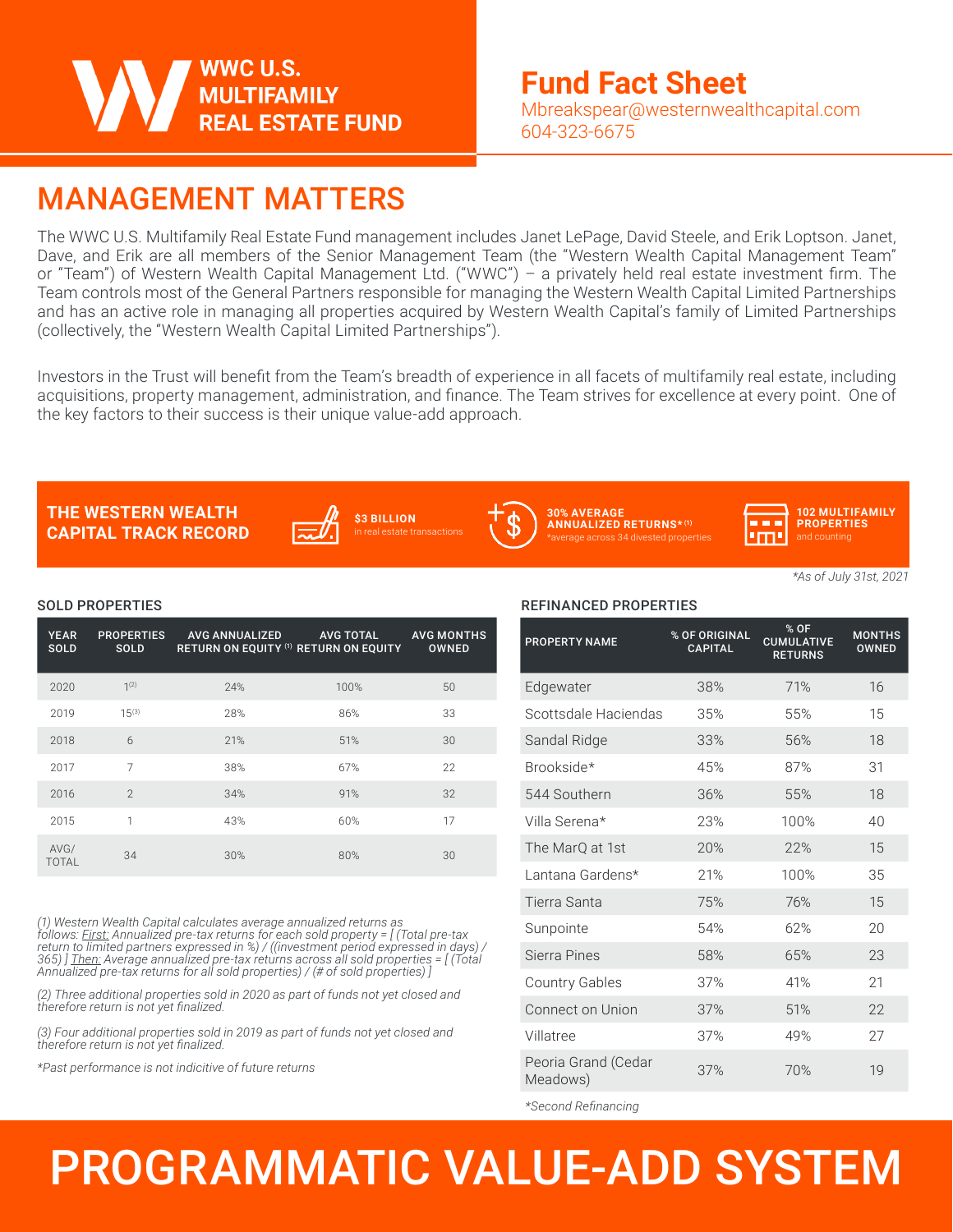# WWC U.S. MULTIFAMILY REAL ESTATE FUND

## Fund Fact Sheet

Mbreakspear@westernwealthcapital.com
604-323-6675

# MANAGEMENT MATTERS

The WWC U.S. Multifamily Real Estate Fund management includes Janet LePage, David Steele, and Erik Loptson. Janet, Dave, and Erik are all members of the Senior Management Team (the "Western Wealth Capital Management Team" or "Team") of Western Wealth Capital Management Ltd. ("WWC") – a privately held real estate investment firm. The Team controls most of the General Partners responsible for managing the Western Wealth Capital Limited Partnerships and has an active role in managing all properties acquired by Western Wealth Capital's family of Limited Partnerships (collectively, the "Western Wealth Capital Limited Partnerships").

Investors in the Trust will benefit from the Team's breadth of experience in all facets of multifamily real estate, including acquisitions, property management, administration, and finance. The Team strives for excellence at every point. One of the key factors to their success is their unique value-add approach.

## THE WESTERN WEALTH CAPITAL TRACK RECORD

**$3 BILLION** in real estate transactions

**30% AVERAGE ANNUALIZED RETURNS*** [(1)]
*average across 34 divested properties

**102 MULTIFAMILY PROPERTIES** and counting

*As of July 31st, 2021

### SOLD PROPERTIES

| YEAR SOLD | PROPERTIES SOLD | AVG ANNUALIZED RETURN ON EQUITY [(1)] | AVG TOTAL RETURN ON EQUITY | AVG MONTHS OWNED |
|---|---|---|---|---|
| 2020 | 1[(2)] | 24% | 100% | 50 |
| 2019 | 15[(3)] | 28% | 86% | 33 |
| 2018 | 6 | 21% | 51% | 30 |
| 2017 | 7 | 38% | 67% | 22 |
| 2016 | 2 | 34% | 91% | 32 |
| 2015 | 1 | 43% | 60% | 17 |
| AVG/ TOTAL | 34 | 30% | 80% | 30 |

*(1) Western Wealth Capital calculates average annualized returns as follows: First: Annualized pre-tax returns for each sold property = [ (Total pre-tax return to limited partners expressed in %) / ((investment period expressed in days) / 365) ] Then: Average annualized pre-tax returns across all sold properties = [ (Total Annualized pre-tax returns for all sold properties) / (# of sold properties) ]*

*(2) Three additional properties sold in 2020 as part of funds not yet closed and therefore return is not yet finalized.*

*(3) Four additional properties sold in 2019 as part of funds not yet closed and therefore return is not yet finalized.*

*Past performance is not indicitive of future returns*

### REFINANCED PROPERTIES

| PROPERTY NAME | % OF ORIGINAL CAPITAL | % OF CUMULATIVE RETURNS | MONTHS OWNED |
|---|---|---|---|
| Edgewater | 38% | 71% | 16 |
| Scottsdale Haciendas | 35% | 55% | 15 |
| Sandal Ridge | 33% | 56% | 18 |
| Brookside* | 45% | 87% | 31 |
| 544 Southern | 36% | 55% | 18 |
| Villa Serena* | 23% | 100% | 40 |
| The MarQ at 1st | 20% | 22% | 15 |
| Lantana Gardens* | 21% | 100% | 35 |
| Tierra Santa | 75% | 76% | 15 |
| Sunpointe | 54% | 62% | 20 |
| Sierra Pines | 58% | 65% | 23 |
| Country Gables | 37% | 41% | 21 |
| Connect on Union | 37% | 51% | 22 |
| Villatree | 37% | 49% | 27 |
| Peoria Grand (Cedar Meadows) | 37% | 70% | 19 |

*Second Refinancing

# PROGRAMMATIC VALUE-ADD SYSTEM